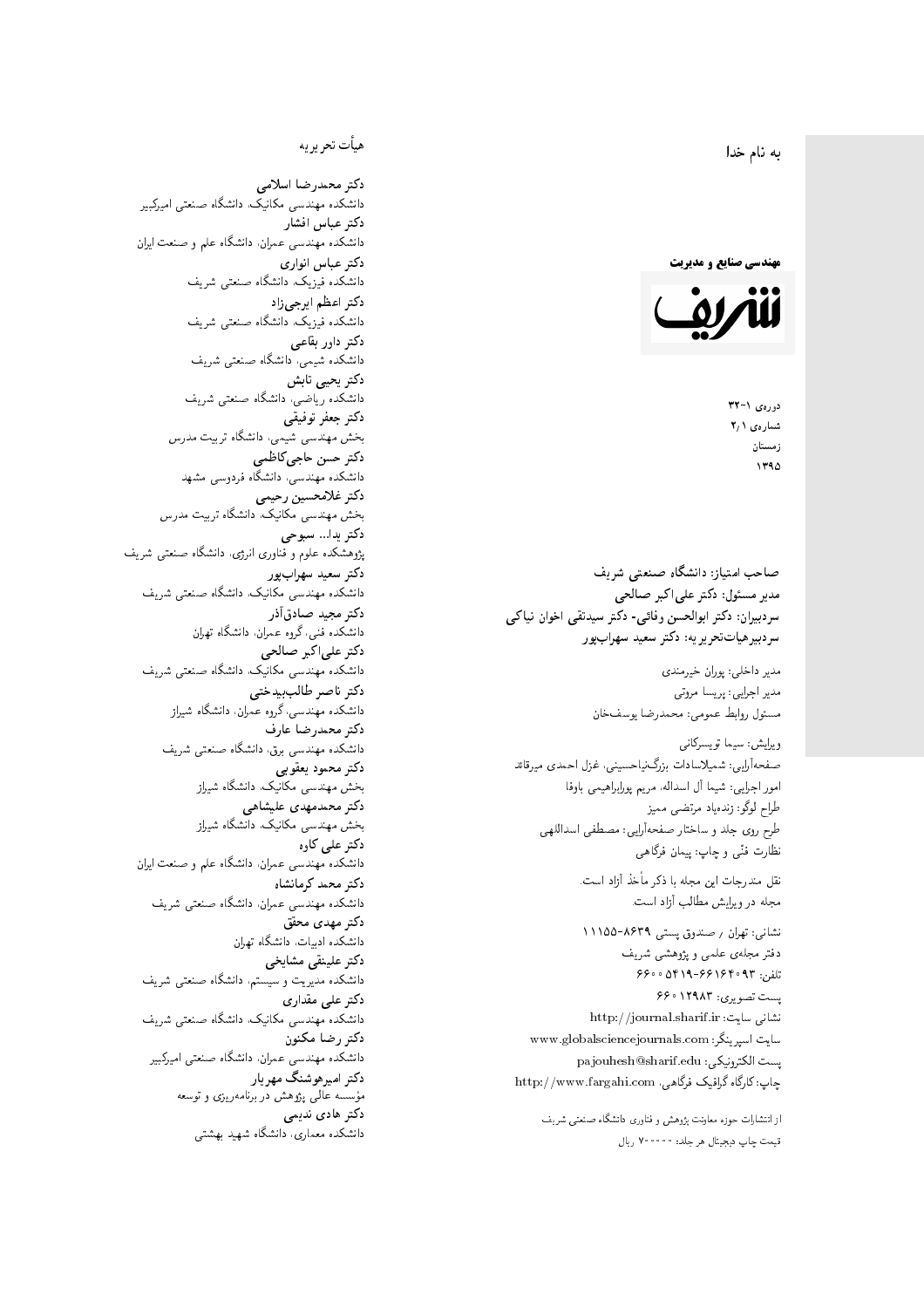به نام خدا

**مهندسی صنایع و مدیریت**

**شریف**

دوره‌ی ۱-۳۲
شماره‌ی ۱/۲
زمستان
۱۳۹۵

**صاحب امتیاز: دانشگاه صنعتی شریف**
**مدیر مسئول: دکتر علی‌اکبر صالحی**
**سردبیران: دکتر ابوالحسن وفائی- دکتر سیدتقی اخوان نیاکی**
**سردبیرهیأت‌تحریریه: دکتر سعید سهراب‌پور**

مدیر داخلی: پوران خیرمندی
مدیر اجرایی: پریسا مروتی
مسئول روابط عمومی: محمدرضا یوسف‌خان

ویرایش: سیما تویسرکانی
صفحه‌آرایی: شمیلاسادات بزرگ‌نیاحسینی، غزل احمدی میرقائد
امور اجرایی: شیما آل اسداله، مریم پورابراهیمی باوفا
طراح لوگو: زنده‌یاد مرتضی ممیز
طرح روی جلد و ساختار صفحه‌آرایی: مصطفی اسداللهی
نظارت فنّی و چاپ: پیمان فرگاهی

نقل مندرجات این مجله با ذکر مأخذ آزاد است.
مجله در ویرایش مطالب آزاد است.

نشانی: تهران / صندوق پستی ۸۶۳۹-۱۱۱۵۵
دفتر مجله‌ی علمی و پژوهشی شریف
تلفن: ۹۳-۶۶۱۶۴۰۹۳-۵۴۱۹ ۶۶۰۰
پست تصویری: ۶۶۰۱۲۹۸۳
نشانی سایت: http://journal.sharif.ir
سایت اسپرینگر: www.globalsciencejournals.com
پست الکترونیکی: pajouhesh@sharif.edu
چاپ: کارگاه گرافیک فرگاهی، http://www.fargahi.com

از انتشارات حوزه معاونت پژوهش و فناوری دانشگاه صنعتی شریف
قیمت چاپ دیجیتال هر جلد: ۷۰۰۰۰۰ ریال

## هیأت تحریریه

**دکتر محمدرضا اسلامی**
دانشکده مهندسی مکانیک، دانشگاه صنعتی امیرکبیر
**دکتر عباس افشار**
دانشکده مهندسی عمران، دانشگاه علم و صنعت ایران
**دکتر عباس انواری**
دانشکده فیزیک، دانشگاه صنعتی شریف
**دکتر اعظم ایرجی‌زاد**
دانشکده فیزیک، دانشگاه صنعتی شریف
**دکتر داور بقاعی**
دانشکده شیمی، دانشگاه صنعتی شریف
**دکتر یحیی تابش**
دانشکده ریاضی، دانشگاه صنعتی شریف
**دکتر جعفر توفیقی**
بخش مهندسی شیمی، دانشگاه تربیت مدرس
**دکتر حسن حاجی‌کاظمی**
دانشکده مهندسی، دانشگاه فردوسی مشهد
**دکتر غلامحسین رحیمی**
بخش مهندسی مکانیک، دانشگاه تربیت مدرس
**دکتر یدا... سبوحی**
پژوهشکده علوم و فناوری انرژی، دانشگاه صنعتی شریف
**دکتر سعید سهراب‌پور**
دانشکده مهندسی مکانیک، دانشگاه صنعتی شریف
**دکتر مجید صادق‌آذر**
دانشکده فنی، گروه عمران، دانشگاه تهران
**دکتر علی‌اکبر صالحی**
دانشکده مهندسی مکانیک، دانشگاه صنعتی شریف
**دکتر ناصر طالب‌بیدختی**
دانشکده مهندسی، گروه عمران، دانشگاه شیراز
**دکتر محمدرضا عارف**
دانشکده مهندسی برق، دانشگاه صنعتی شریف
**دکتر محمود یعقوبی**
بخش مهندسی مکانیک، دانشگاه شیراز
**دکتر محمدمهدی علیشاهی**
بخش مهندسی مکانیک، دانشگاه شیراز
**دکتر علی کاوه**
دانشکده مهندسی عمران، دانشگاه علم و صنعت ایران
**دکتر محمد کرمانشاه**
دانشکده مهندسی عمران، دانشگاه صنعتی شریف
**دکتر مهدی محقق**
دانشکده ادبیات، دانشگاه تهران
**دکتر علینقی مشایخی**
دانشکده مدیریت و سیستم، دانشگاه صنعتی شریف
**دکتر علی مقداری**
دانشکده مهندسی مکانیک، دانشگاه صنعتی شریف
**دکتر رضا مکنون**
دانشکده مهندسی عمران، دانشگاه صنعتی امیرکبیر
**دکتر امیرهوشنگ مهریار**
مؤسسه عالی پژوهش در برنامه‌ریزی و توسعه
**دکتر هادی ندیمی**
دانشکده معماری، دانشگاه شهید بهشتی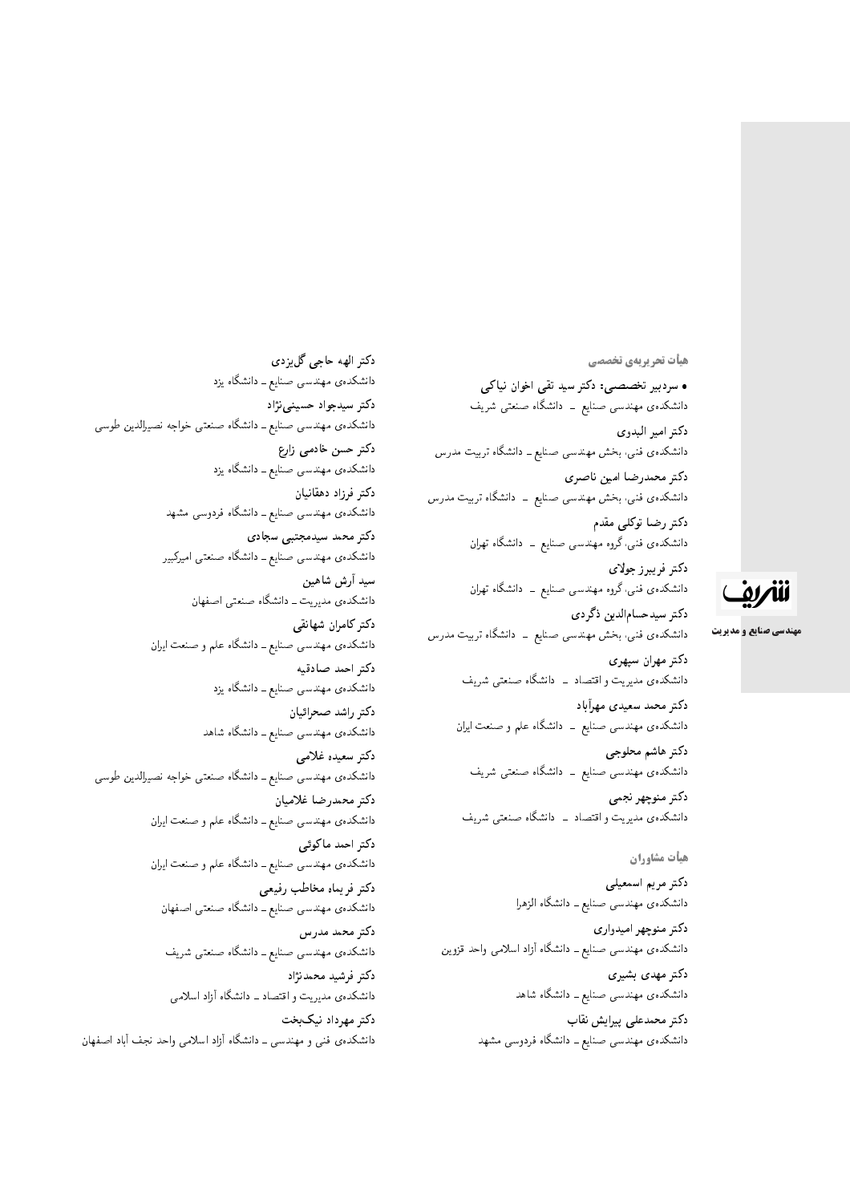## هیأت تحریریه‌ی تخصصی

• **سردبیر تخصصی: دکتر سید تقی اخوان نیاکی**
دانشکده‌ی مهندسی صنایع ـ دانشگاه صنعتی شریف

**دکتر امیر البدوی**
دانشکده‌ی فنی، بخش مهندسی صنایع ـ دانشگاه تربیت مدرس

**دکتر محمدرضا امین ناصری**
دانشکده‌ی فنی، بخش مهندسی صنایع ـ دانشگاه تربیت مدرس

**دکتر رضا توکلی مقدم**
دانشکده‌ی فنی، گروه مهندسی صنایع ـ دانشگاه تهران

**دکتر فریبرز جولای**
دانشکده‌ی فنی، گروه مهندسی صنایع ـ دانشگاه تهران

**دکتر سیدحسام‌الدین ذگردی**
دانشکده‌ی فنی، بخش مهندسی صنایع ـ دانشگاه تربیت مدرس

**دکتر مهران سپهری**
دانشکده‌ی مدیریت و اقتصاد ـ دانشگاه صنعتی شریف

**دکتر محمد سعیدی مهرآباد**
دانشکده‌ی مهندسی صنایع ـ دانشگاه علم و صنعت ایران

**دکتر هاشم محلوجی**
دانشکده‌ی مهندسی صنایع ـ دانشگاه صنعتی شریف

**دکتر منوچهر نجمی**
دانشکده‌ی مدیریت و اقتصاد ـ دانشگاه صنعتی شریف

**دکتر الهه حاجی گل‌یزدی**
دانشکده‌ی مهندسی صنایع ـ دانشگاه یزد

**دکتر سیدجواد حسینی‌نژاد**
دانشکده‌ی مهندسی صنایع ـ دانشگاه صنعتی خواجه نصیرالدین طوسی

**دکتر حسن خادمی زارع**
دانشکده‌ی مهندسی صنایع ـ دانشگاه یزد

**دکتر فرزاد دهقانیان**
دانشکده‌ی مهندسی صنایع ـ دانشگاه فردوسی مشهد

**دکتر محمد سیدمجتبی سجادی**
دانشکده‌ی مهندسی صنایع ـ دانشگاه صنعتی امیرکبیر

**سید آرش شاهین**
دانشکده‌ی مدیریت ـ دانشگاه صنعتی اصفهان

**دکتر کامران شهانقی**
دانشکده‌ی مهندسی صنایع ـ دانشگاه علم و صنعت ایران

**دکتر احمد صادقیه**
دانشکده‌ی مهندسی صنایع ـ دانشگاه یزد

**دکتر راشد صحرائیان**
دانشکده‌ی مهندسی صنایع ـ دانشگاه شاهد

**دکتر سعیده غلامی**
دانشکده‌ی مهندسی صنایع ـ دانشگاه صنعتی خواجه نصیرالدین طوسی

**دکتر محمدرضا غلامیان**
دانشکده‌ی مهندسی صنایع ـ دانشگاه علم و صنعت ایران

**دکتر احمد ماکوئی**
دانشکده‌ی مهندسی صنایع ـ دانشگاه علم و صنعت ایران

**دکتر فریماه مخاطب رفیعی**
دانشکده‌ی مهندسی صنایع ـ دانشگاه صنعتی اصفهان

**دکتر محمد مدرس**
دانشکده‌ی مهندسی صنایع ـ دانشگاه صنعتی شریف

**دکتر فرشید محمدنژاد**
دانشکده‌ی مدیریت و اقتصاد ـ دانشگاه آزاد اسلامی

**دکتر مهرداد نیک‌بخت**
دانشکده‌ی فنی و مهندسی ـ دانشگاه آزاد اسلامی واحد نجف آباد اصفهان

## هیأت مشاوران

**دکتر مریم اسمعیلی**
دانشکده‌ی مهندسی صنایع ـ دانشگاه الزهرا

**دکتر منوچهر امیدواری**
دانشکده‌ی مهندسی صنایع ـ دانشگاه آزاد اسلامی واحد قزوین

**دکتر مهدی بشیری**
دانشکده‌ی مهندسی صنایع ـ دانشگاه شاهد

**دکتر محمدعلی پیرایش نقاب**
دانشکده‌ی مهندسی صنایع ـ دانشگاه فردوسی مشهد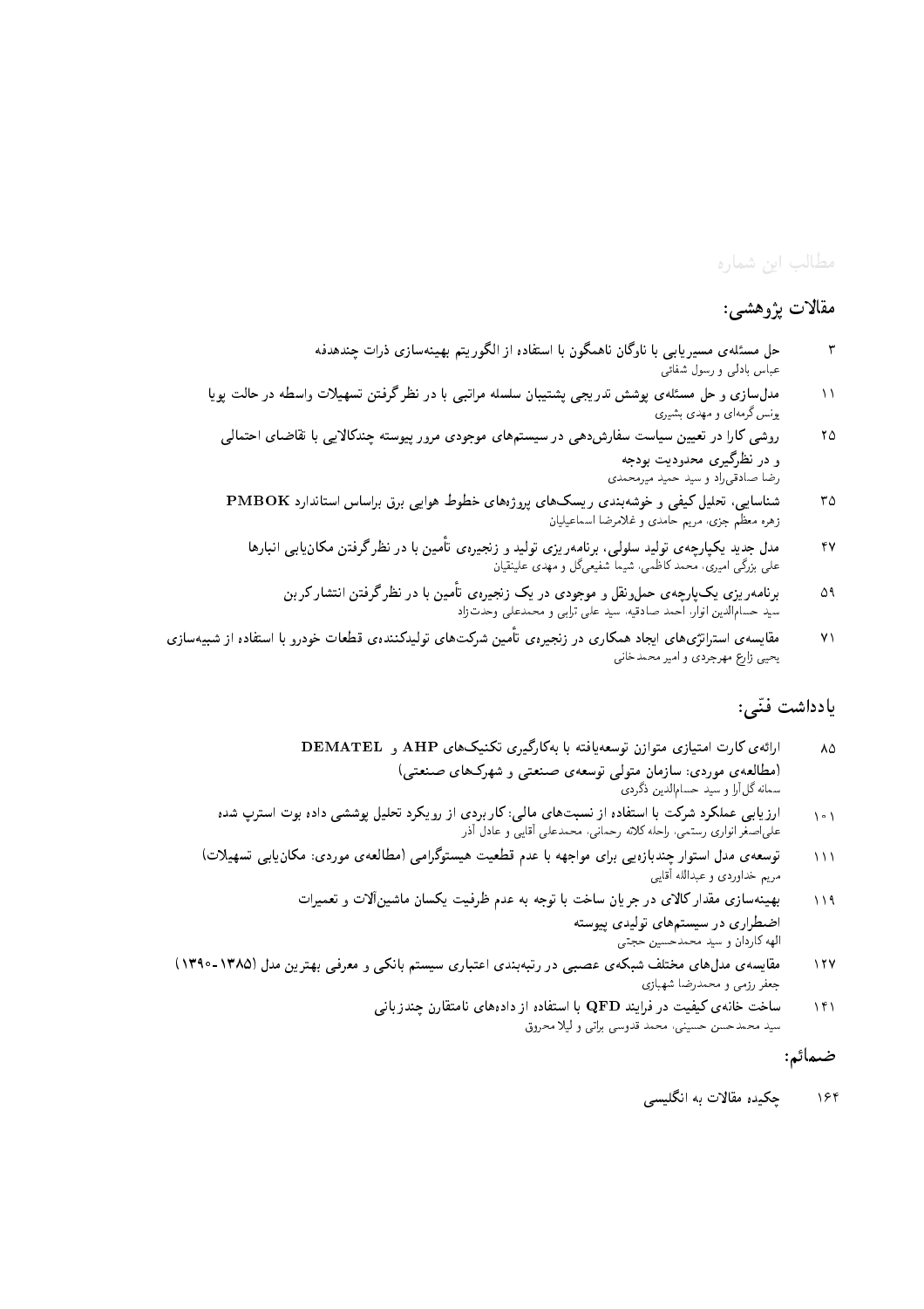مطالب این شماره

## مقالات پژوهشی:

۳ حل مسئله‌ی مسیریابی با ناوگان ناهمگون با استفاده از الگوریتم بهینه‌سازی ذرات چندهدفه
عباس بادلی و رسول شفائی

۱۱ مدل‌سازی و حل مسئله‌ی پوشش تدریجی پشتیبان سلسله مراتبی با در نظرگرفتن تسهیلات واسطه در حالت پویا
یونس گرمه‌ای و مهدی بشیری

۲۵ روشی کارا در تعیین سیاست سفارش‌دهی در سیستم‌های موجودی مرور پیوسته چندکالایی با تقاضای احتمالی و در نظرگیری محدودیت بودجه
رضا صادقی‌راد و سید حمید میرمحمدی

۳۵ شناسایی، تحلیل کیفی و خوشه‌بندی ریسک‌های پروژه‌های خطوط هوایی برق براساس استاندارد PMBOK
زهره معظم جزی، مریم حامدی و غلامرضا اسماعیلیان

۴۷ مدل جدید یکپارچه‌ی تولید سلولی، برنامه‌ریزی تولید و زنجیره‌ی تأمین با در نظرگرفتن مکان‌یابی انبارها
علی بزرگی امیری، محمد کاظمی، شیما شفیعی‌گل و مهدی علینقیان

۵۹ برنامه‌ریزی یک‌پارچه‌ی حمل‌ونقل و موجودی در یک زنجیره‌ی تأمین با در نظرگرفتن انتشار کربن
سید حسام‌الدین انوار، احمد صادقیه، سید علی ترابی و محمدعلی وحدت‌زاد

۷۱ مقایسه‌ی استراتژی‌های ایجاد همکاری در زنجیره‌ی تأمین شرکت‌های تولیدکننده‌ی قطعات خودرو با استفاده از شبیه‌سازی
یحیی زارع مهرجردی و امیر محمدخانی

## یادداشت فنّی:

۸۵ ارائه‌ی کارت امتیازی متوازن توسعه‌یافته با به‌کارگیری تکنیک‌های AHP و DEMATEL (مطالعه‌ی موردی: سازمان متولی توسعه‌ی صنعتی و شهرک‌های صنعتی)
سمانه گل‌آرا و سید حسام‌الدین ذگردی

۱۰۱ ارزیابی عملکرد شرکت با استفاده از نسبت‌های مالی: کاربردی از رویکرد تحلیل پوششی داده بوت استرپ شده
علی‌اصغر انواری رستمی، راحله کلاته رحمانی، محمدعلی آقایی و عادل آذر

۱۱۱ توسعه‌ی مدل استوار چندبازه‌یی برای مواجهه با عدم قطعیت هیستوگرامی (مطالعه‌ی موردی: مکان‌یابی تسهیلات)
مریم خداوردی و عبدالله آقایی

۱۱۹ بهینه‌سازی مقدار کالای در جریان ساخت با توجه به عدم ظرفیت یکسان ماشین‌آلات و تعمیرات اضطراری در سیستم‌های تولیدی پیوسته
الهه کاردان و سید محمدحسین حجتی

۱۲۷ مقایسه‌ی مدل‌های مختلف شبکه‌ی عصبی در رتبه‌بندی اعتباری سیستم بانکی و معرفی بهترین مدل (۱۳۸۵-۱۳۹۰)
جعفر رزمی و محمدرضا شهبازی

۱۴۱ ساخت خانه‌ی کیفیت در فرایند QFD با استفاده از داده‌های نامتقارن چندزبانی
سید محمدحسن حسینی، محمد قدوسی براتی و لیلا محروق

## ضمائم:

۱۶۴ چکیده مقالات به انگلیسی